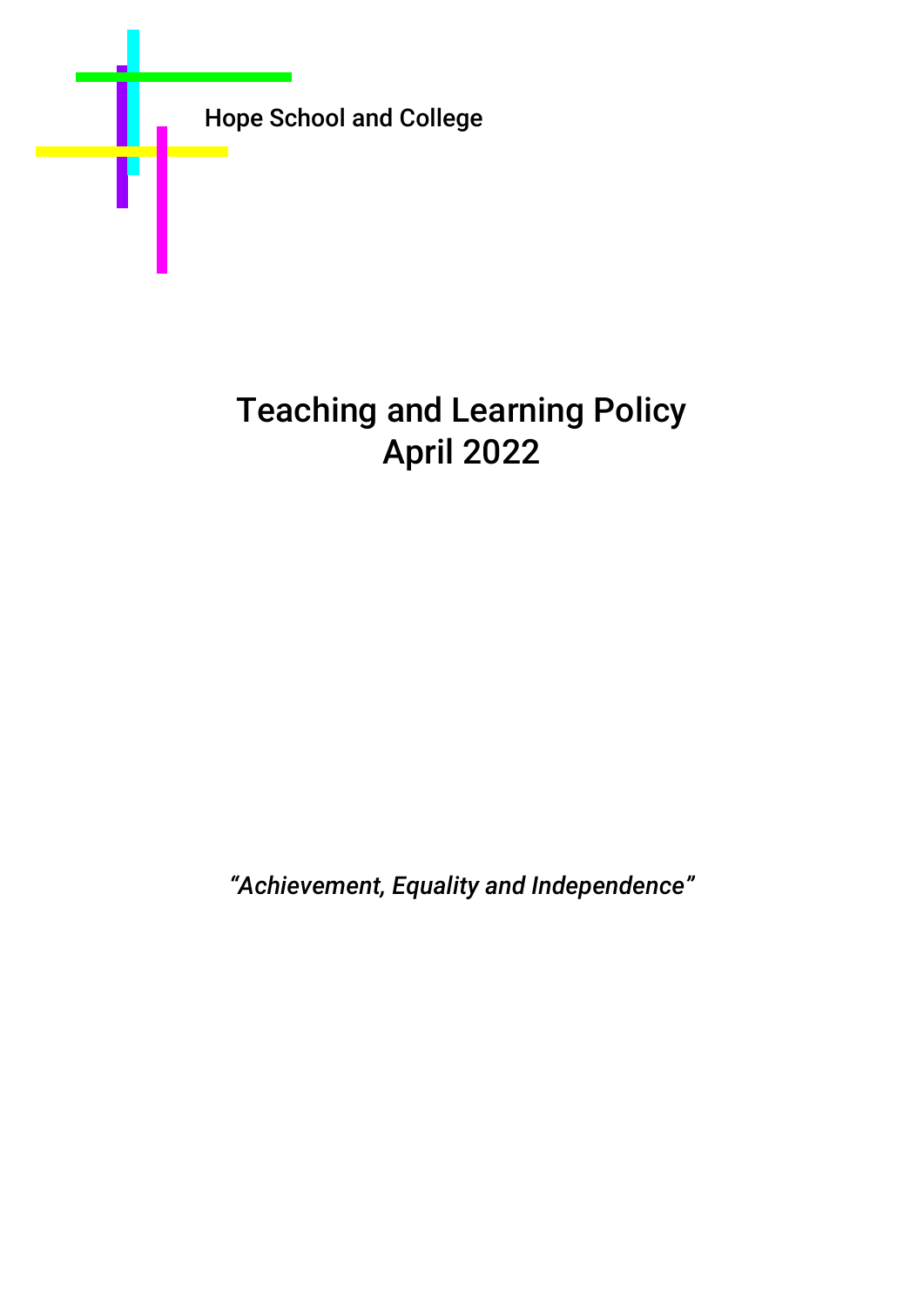Hope School and College

# Teaching and Learning Policy
# April 2022

*"Achievement, Equality and Independence"*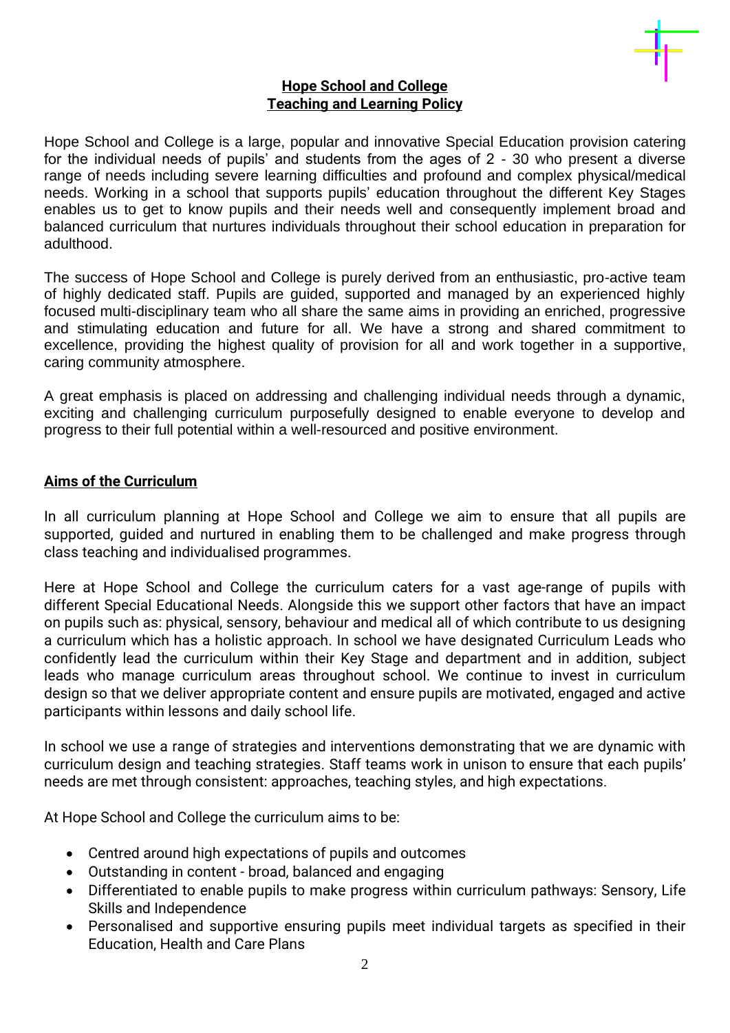**Hope School and College**
**Teaching and Learning Policy**

Hope School and College is a large, popular and innovative Special Education provision catering for the individual needs of pupils' and students from the ages of 2 - 30 who present a diverse range of needs including severe learning difficulties and profound and complex physical/medical needs. Working in a school that supports pupils' education throughout the different Key Stages enables us to get to know pupils and their needs well and consequently implement broad and balanced curriculum that nurtures individuals throughout their school education in preparation for adulthood.

The success of Hope School and College is purely derived from an enthusiastic, pro-active team of highly dedicated staff. Pupils are guided, supported and managed by an experienced highly focused multi-disciplinary team who all share the same aims in providing an enriched, progressive and stimulating education and future for all. We have a strong and shared commitment to excellence, providing the highest quality of provision for all and work together in a supportive, caring community atmosphere.

A great emphasis is placed on addressing and challenging individual needs through a dynamic, exciting and challenging curriculum purposefully designed to enable everyone to develop and progress to their full potential within a well-resourced and positive environment.

## Aims of the Curriculum

In all curriculum planning at Hope School and College we aim to ensure that all pupils are supported, guided and nurtured in enabling them to be challenged and make progress through class teaching and individualised programmes.

Here at Hope School and College the curriculum caters for a vast age-range of pupils with different Special Educational Needs. Alongside this we support other factors that have an impact on pupils such as: physical, sensory, behaviour and medical all of which contribute to us designing a curriculum which has a holistic approach. In school we have designated Curriculum Leads who confidently lead the curriculum within their Key Stage and department and in addition, subject leads who manage curriculum areas throughout school. We continue to invest in curriculum design so that we deliver appropriate content and ensure pupils are motivated, engaged and active participants within lessons and daily school life.

In school we use a range of strategies and interventions demonstrating that we are dynamic with curriculum design and teaching strategies. Staff teams work in unison to ensure that each pupils' needs are met through consistent: approaches, teaching styles, and high expectations.

At Hope School and College the curriculum aims to be:

- Centred around high expectations of pupils and outcomes
- Outstanding in content - broad, balanced and engaging
- Differentiated to enable pupils to make progress within curriculum pathways: Sensory, Life Skills and Independence
- Personalised and supportive ensuring pupils meet individual targets as specified in their Education, Health and Care Plans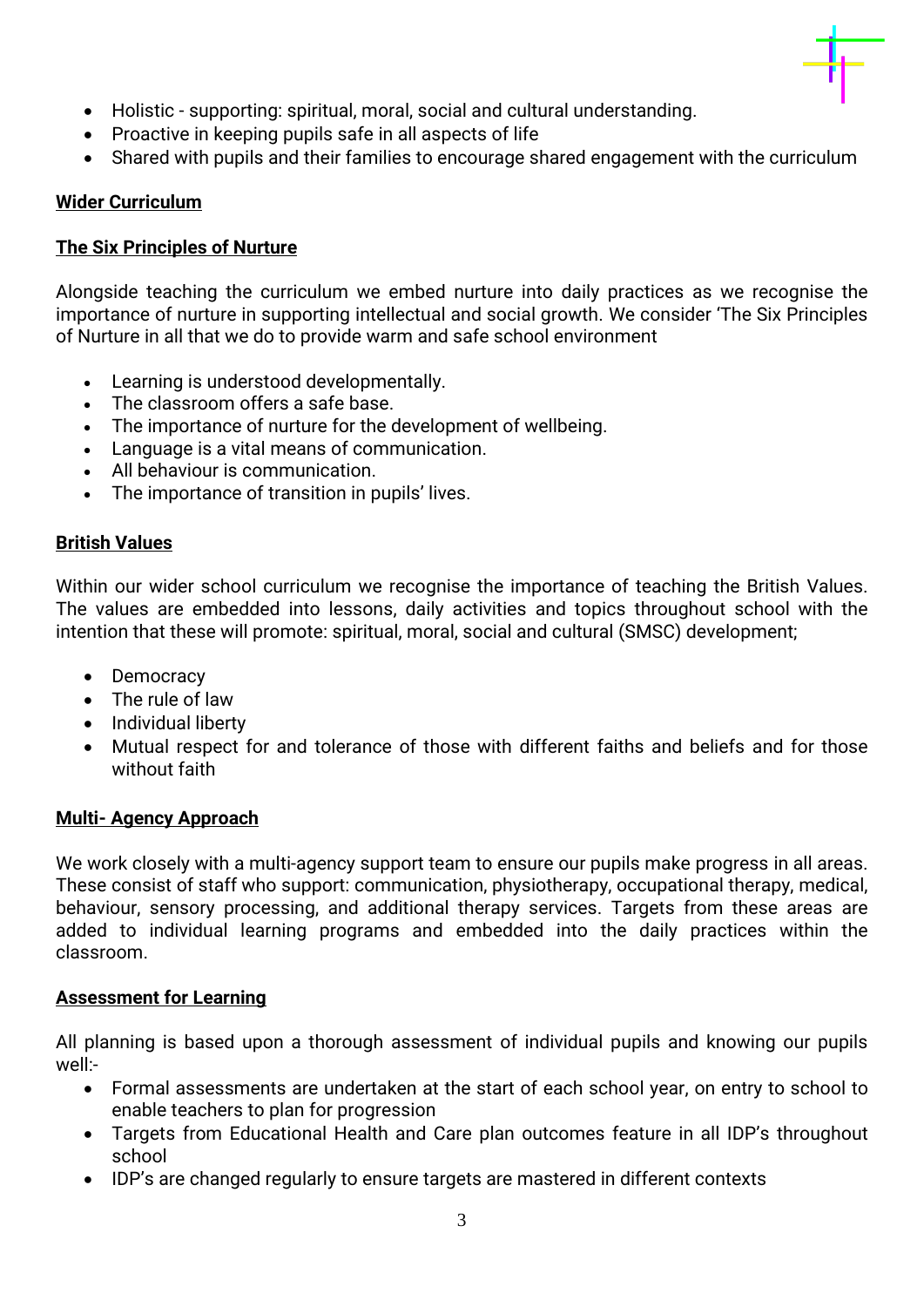- Holistic - supporting: spiritual, moral, social and cultural understanding.
- Proactive in keeping pupils safe in all aspects of life
- Shared with pupils and their families to encourage shared engagement with the curriculum

**Wider Curriculum**

**The Six Principles of Nurture**

Alongside teaching the curriculum we embed nurture into daily practices as we recognise the importance of nurture in supporting intellectual and social growth. We consider 'The Six Principles of Nurture in all that we do to provide warm and safe school environment

- Learning is understood developmentally.
- The classroom offers a safe base.
- The importance of nurture for the development of wellbeing.
- Language is a vital means of communication.
- All behaviour is communication.
- The importance of transition in pupils' lives.

**British Values**

Within our wider school curriculum we recognise the importance of teaching the British Values. The values are embedded into lessons, daily activities and topics throughout school with the intention that these will promote: spiritual, moral, social and cultural (SMSC) development;

- Democracy
- The rule of law
- Individual liberty
- Mutual respect for and tolerance of those with different faiths and beliefs and for those without faith

**Multi- Agency Approach**

We work closely with a multi-agency support team to ensure our pupils make progress in all areas. These consist of staff who support: communication, physiotherapy, occupational therapy, medical, behaviour, sensory processing, and additional therapy services. Targets from these areas are added to individual learning programs and embedded into the daily practices within the classroom.

**Assessment for Learning**

All planning is based upon a thorough assessment of individual pupils and knowing our pupils well:-

- Formal assessments are undertaken at the start of each school year, on entry to school to enable teachers to plan for progression
- Targets from Educational Health and Care plan outcomes feature in all IDP's throughout school
- IDP's are changed regularly to ensure targets are mastered in different contexts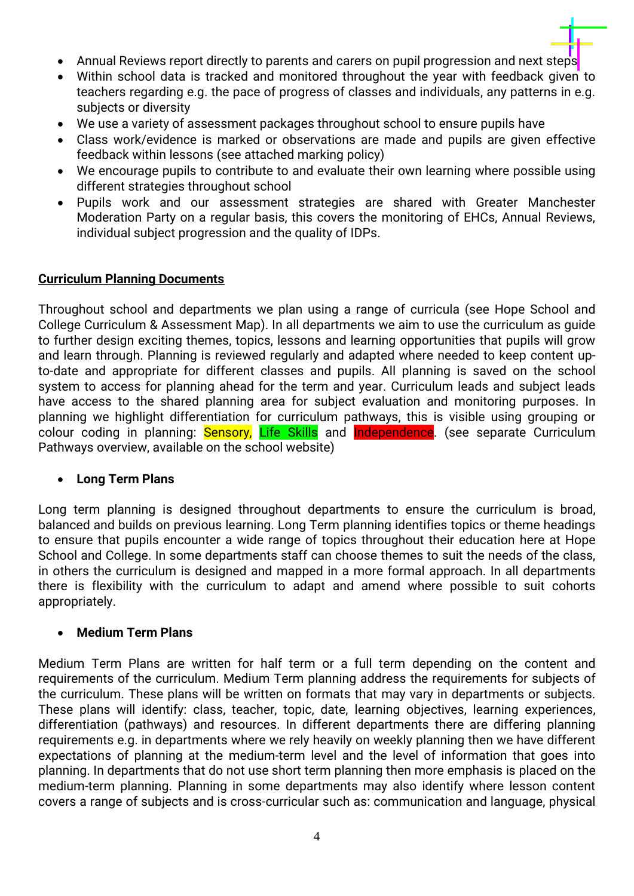- Annual Reviews report directly to parents and carers on pupil progression and next steps
- Within school data is tracked and monitored throughout the year with feedback given to teachers regarding e.g. the pace of progress of classes and individuals, any patterns in e.g. subjects or diversity
- We use a variety of assessment packages throughout school to ensure pupils have
- Class work/evidence is marked or observations are made and pupils are given effective feedback within lessons (see attached marking policy)
- We encourage pupils to contribute to and evaluate their own learning where possible using different strategies throughout school
- Pupils work and our assessment strategies are shared with Greater Manchester Moderation Party on a regular basis, this covers the monitoring of EHCs, Annual Reviews, individual subject progression and the quality of IDPs.

**Curriculum Planning Documents**

Throughout school and departments we plan using a range of curricula (see Hope School and College Curriculum & Assessment Map). In all departments we aim to use the curriculum as guide to further design exciting themes, topics, lessons and learning opportunities that pupils will grow and learn through. Planning is reviewed regularly and adapted where needed to keep content up-to-date and appropriate for different classes and pupils. All planning is saved on the school system to access for planning ahead for the term and year. Curriculum leads and subject leads have access to the shared planning area for subject evaluation and monitoring purposes. In planning we highlight differentiation for curriculum pathways, this is visible using grouping or colour coding in planning: Sensory, Life Skills and Independence. (see separate Curriculum Pathways overview, available on the school website)

- **Long Term Plans**

Long term planning is designed throughout departments to ensure the curriculum is broad, balanced and builds on previous learning. Long Term planning identifies topics or theme headings to ensure that pupils encounter a wide range of topics throughout their education here at Hope School and College. In some departments staff can choose themes to suit the needs of the class, in others the curriculum is designed and mapped in a more formal approach. In all departments there is flexibility with the curriculum to adapt and amend where possible to suit cohorts appropriately.

- **Medium Term Plans**

Medium Term Plans are written for half term or a full term depending on the content and requirements of the curriculum. Medium Term planning address the requirements for subjects of the curriculum. These plans will be written on formats that may vary in departments or subjects. These plans will identify: class, teacher, topic, date, learning objectives, learning experiences, differentiation (pathways) and resources. In different departments there are differing planning requirements e.g. in departments where we rely heavily on weekly planning then we have different expectations of planning at the medium-term level and the level of information that goes into planning. In departments that do not use short term planning then more emphasis is placed on the medium-term planning. Planning in some departments may also identify where lesson content covers a range of subjects and is cross-curricular such as: communication and language, physical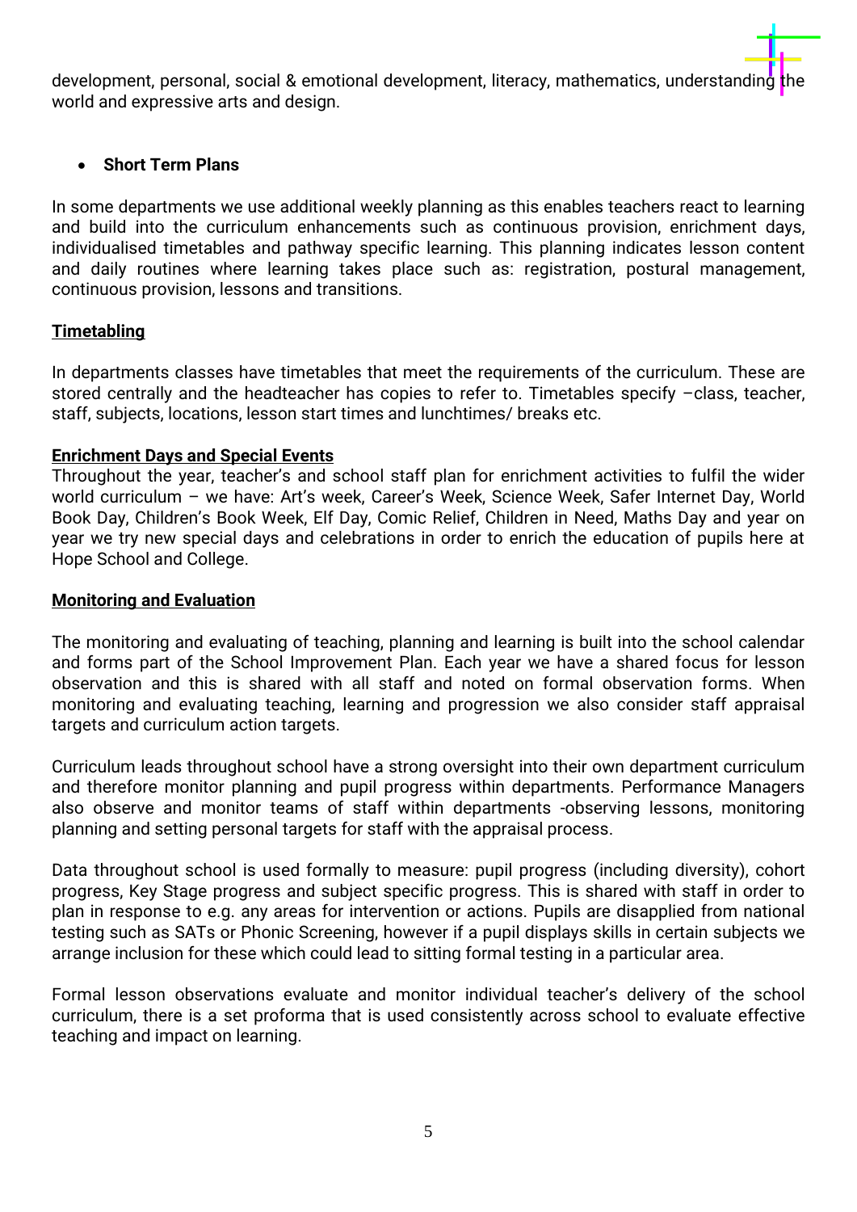development, personal, social & emotional development, literacy, mathematics, understanding the world and expressive arts and design.

- **Short Term Plans**

In some departments we use additional weekly planning as this enables teachers react to learning and build into the curriculum enhancements such as continuous provision, enrichment days, individualised timetables and pathway specific learning. This planning indicates lesson content and daily routines where learning takes place such as: registration, postural management, continuous provision, lessons and transitions.

**Timetabling**

In departments classes have timetables that meet the requirements of the curriculum. These are stored centrally and the headteacher has copies to refer to. Timetables specify –class, teacher, staff, subjects, locations, lesson start times and lunchtimes/ breaks etc.

**Enrichment Days and Special Events**

Throughout the year, teacher's and school staff plan for enrichment activities to fulfil the wider world curriculum – we have: Art's week, Career's Week, Science Week, Safer Internet Day, World Book Day, Children's Book Week, Elf Day, Comic Relief, Children in Need, Maths Day and year on year we try new special days and celebrations in order to enrich the education of pupils here at Hope School and College.

**Monitoring and Evaluation**

The monitoring and evaluating of teaching, planning and learning is built into the school calendar and forms part of the School Improvement Plan. Each year we have a shared focus for lesson observation and this is shared with all staff and noted on formal observation forms. When monitoring and evaluating teaching, learning and progression we also consider staff appraisal targets and curriculum action targets.

Curriculum leads throughout school have a strong oversight into their own department curriculum and therefore monitor planning and pupil progress within departments. Performance Managers also observe and monitor teams of staff within departments -observing lessons, monitoring planning and setting personal targets for staff with the appraisal process.

Data throughout school is used formally to measure: pupil progress (including diversity), cohort progress, Key Stage progress and subject specific progress. This is shared with staff in order to plan in response to e.g. any areas for intervention or actions. Pupils are disapplied from national testing such as SATs or Phonic Screening, however if a pupil displays skills in certain subjects we arrange inclusion for these which could lead to sitting formal testing in a particular area.

Formal lesson observations evaluate and monitor individual teacher's delivery of the school curriculum, there is a set proforma that is used consistently across school to evaluate effective teaching and impact on learning.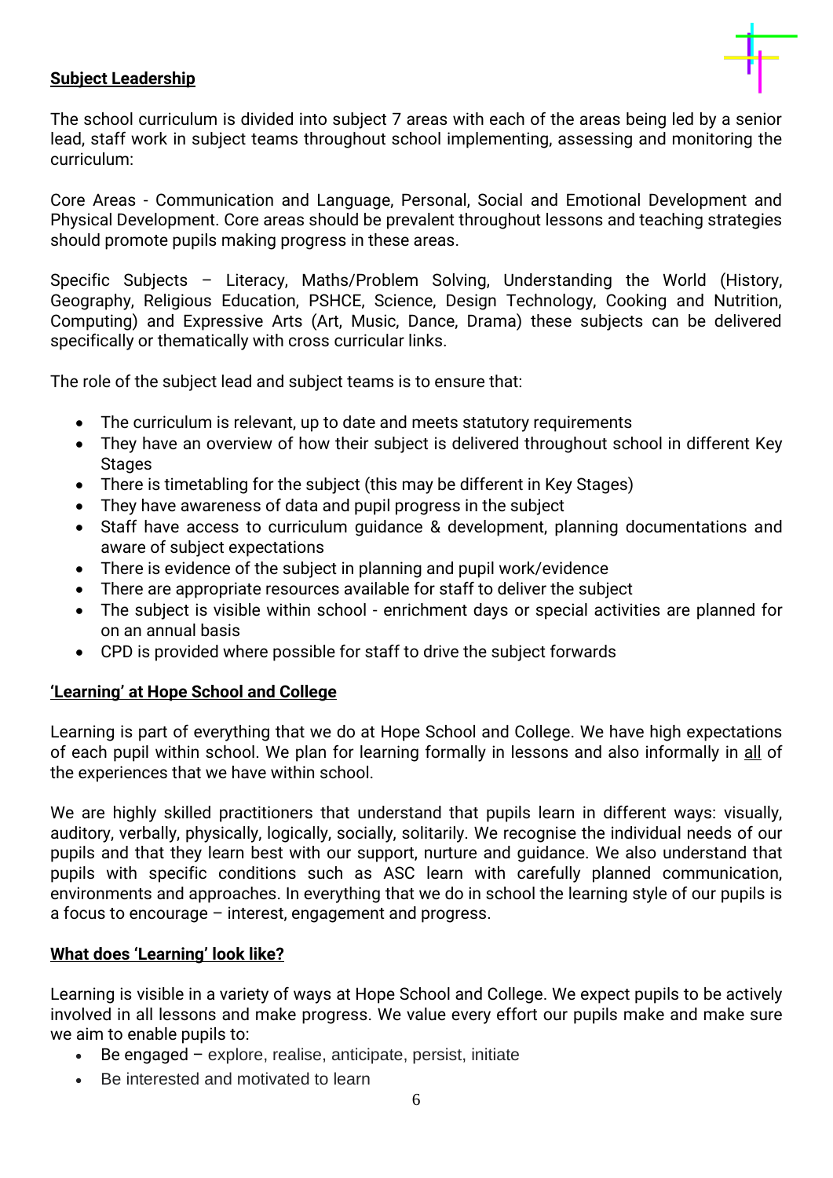**Subject Leadership**

The school curriculum is divided into subject 7 areas with each of the areas being led by a senior lead, staff work in subject teams throughout school implementing, assessing and monitoring the curriculum:

Core Areas - Communication and Language, Personal, Social and Emotional Development and Physical Development. Core areas should be prevalent throughout lessons and teaching strategies should promote pupils making progress in these areas.

Specific Subjects – Literacy, Maths/Problem Solving, Understanding the World (History, Geography, Religious Education, PSHCE, Science, Design Technology, Cooking and Nutrition, Computing) and Expressive Arts (Art, Music, Dance, Drama) these subjects can be delivered specifically or thematically with cross curricular links.

The role of the subject lead and subject teams is to ensure that:

- The curriculum is relevant, up to date and meets statutory requirements
- They have an overview of how their subject is delivered throughout school in different Key Stages
- There is timetabling for the subject (this may be different in Key Stages)
- They have awareness of data and pupil progress in the subject
- Staff have access to curriculum guidance & development, planning documentations and aware of subject expectations
- There is evidence of the subject in planning and pupil work/evidence
- There are appropriate resources available for staff to deliver the subject
- The subject is visible within school - enrichment days or special activities are planned for on an annual basis
- CPD is provided where possible for staff to drive the subject forwards

**'Learning' at Hope School and College**

Learning is part of everything that we do at Hope School and College. We have high expectations of each pupil within school. We plan for learning formally in lessons and also informally in all of the experiences that we have within school.

We are highly skilled practitioners that understand that pupils learn in different ways: visually, auditory, verbally, physically, logically, socially, solitarily. We recognise the individual needs of our pupils and that they learn best with our support, nurture and guidance. We also understand that pupils with specific conditions such as ASC learn with carefully planned communication, environments and approaches. In everything that we do in school the learning style of our pupils is a focus to encourage – interest, engagement and progress.

**What does 'Learning' look like?**

Learning is visible in a variety of ways at Hope School and College. We expect pupils to be actively involved in all lessons and make progress. We value every effort our pupils make and make sure we aim to enable pupils to:

- Be engaged – explore, realise, anticipate, persist, initiate
- Be interested and motivated to learn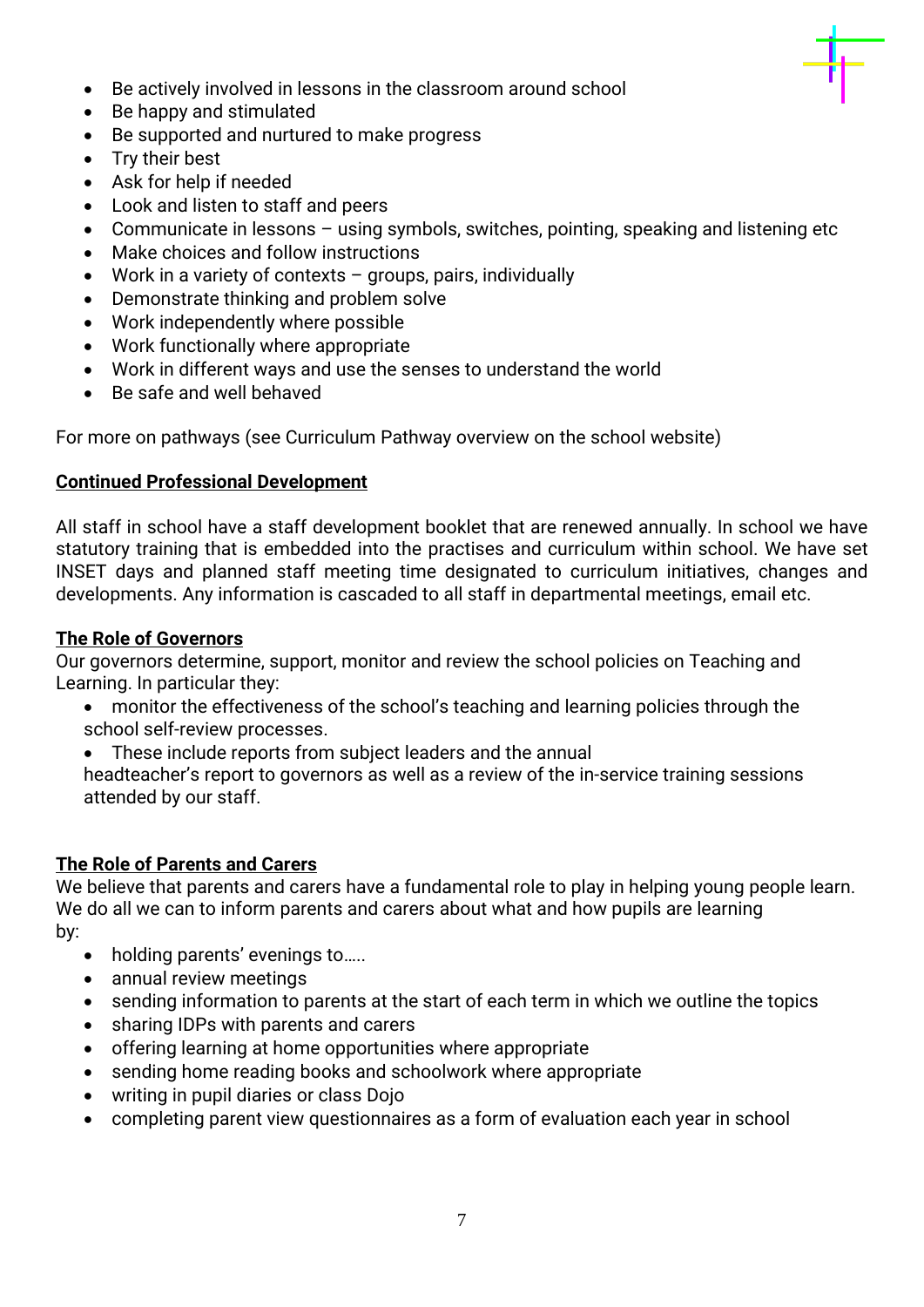- Be actively involved in lessons in the classroom around school
- Be happy and stimulated
- Be supported and nurtured to make progress
- Try their best
- Ask for help if needed
- Look and listen to staff and peers
- Communicate in lessons – using symbols, switches, pointing, speaking and listening etc
- Make choices and follow instructions
- Work in a variety of contexts – groups, pairs, individually
- Demonstrate thinking and problem solve
- Work independently where possible
- Work functionally where appropriate
- Work in different ways and use the senses to understand the world
- Be safe and well behaved

For more on pathways (see Curriculum Pathway overview on the school website)

**Continued Professional Development**

All staff in school have a staff development booklet that are renewed annually. In school we have statutory training that is embedded into the practises and curriculum within school. We have set INSET days and planned staff meeting time designated to curriculum initiatives, changes and developments. Any information is cascaded to all staff in departmental meetings, email etc.

**The Role of Governors**

Our governors determine, support, monitor and review the school policies on Teaching and Learning. In particular they:

- monitor the effectiveness of the school's teaching and learning policies through the school self-review processes.
- These include reports from subject leaders and the annual headteacher's report to governors as well as a review of the in-service training sessions attended by our staff.

**The Role of Parents and Carers**

We believe that parents and carers have a fundamental role to play in helping young people learn. We do all we can to inform parents and carers about what and how pupils are learning by:

- holding parents' evenings to…..
- annual review meetings
- sending information to parents at the start of each term in which we outline the topics
- sharing IDPs with parents and carers
- offering learning at home opportunities where appropriate
- sending home reading books and schoolwork where appropriate
- writing in pupil diaries or class Dojo
- completing parent view questionnaires as a form of evaluation each year in school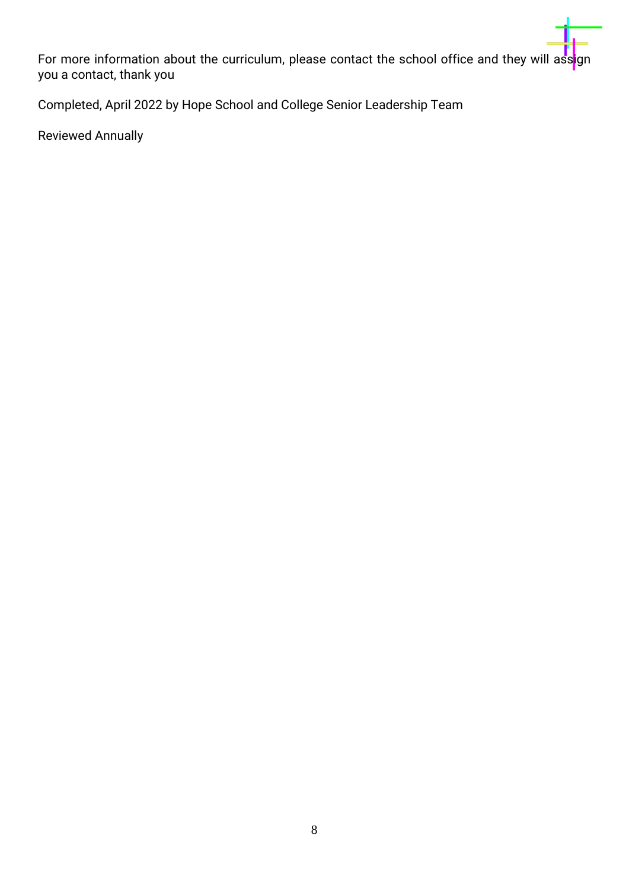For more information about the curriculum, please contact the school office and they will assign you a contact, thank you

Completed, April 2022 by Hope School and College Senior Leadership Team

Reviewed Annually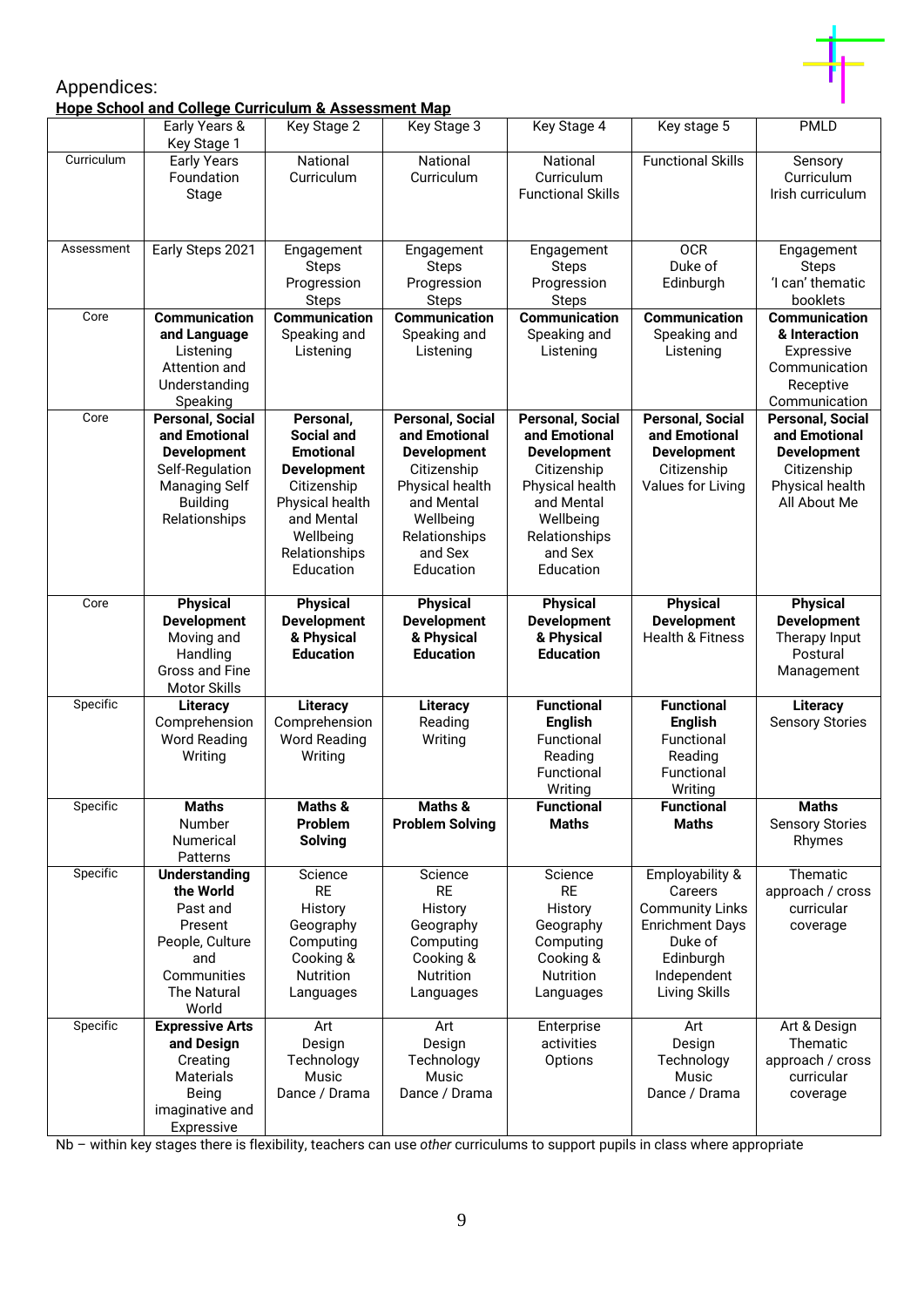Appendices:

**Hope School and College Curriculum & Assessment Map**

| | Early Years & Key Stage 1 | Key Stage 2 | Key Stage 3 | Key Stage 4 | Key stage 5 | PMLD |
|---|---|---|---|---|---|---|
| Curriculum | Early Years Foundation Stage | National Curriculum | National Curriculum | National Curriculum Functional Skills | Functional Skills | Sensory Curriculum Irish curriculum |
| Assessment | Early Steps 2021 | Engagement Steps Progression Steps | Engagement Steps Progression Steps | Engagement Steps Progression Steps | OCR Duke of Edinburgh | Engagement Steps 'I can' thematic booklets |
| Core | **Communication and Language** Listening Attention and Understanding Speaking | **Communication** Speaking and Listening | **Communication** Speaking and Listening | **Communication** Speaking and Listening | **Communication** Speaking and Listening | **Communication & Interaction** Expressive Communication Receptive Communication |
| Core | **Personal, Social and Emotional Development** Self-Regulation Managing Self Building Relationships | **Personal, Social and Emotional Development** Citizenship Physical health and Mental Wellbeing Relationships and Sex Education | **Personal, Social and Emotional Development** Citizenship Physical health and Mental Wellbeing Relationships and Sex Education | **Personal, Social and Emotional Development** Citizenship Physical health and Mental Wellbeing Relationships and Sex Education | **Personal, Social and Emotional Development** Citizenship Values for Living | **Personal, Social and Emotional Development** Citizenship Physical health All About Me |
| Core | **Physical Development** Moving and Handling Gross and Fine Motor Skills | **Physical Development & Physical Education** | **Physical Development & Physical Education** | **Physical Development & Physical Education** | **Physical Development** Health & Fitness | **Physical Development** Therapy Input Postural Management |
| Specific | **Literacy** Comprehension Word Reading Writing | **Literacy** Comprehension Word Reading Writing | **Literacy** Reading Writing | **Functional English** Functional Reading Functional Writing | **Functional English** Functional Reading Functional Writing | **Literacy** Sensory Stories |
| Specific | **Maths** Number Numerical Patterns | **Maths & Problem Solving** | **Maths & Problem Solving** | **Functional Maths** | **Functional Maths** | **Maths** Sensory Stories Rhymes |
| Specific | **Understanding the World** Past and Present People, Culture and Communities The Natural World | Science RE History Geography Computing Cooking & Nutrition Languages | Science RE History Geography Computing Cooking & Nutrition Languages | Science RE History Geography Computing Cooking & Nutrition Languages | Employability & Careers Community Links Enrichment Days Duke of Edinburgh Independent Living Skills | Thematic approach / cross curricular coverage |
| Specific | **Expressive Arts and Design** Creating Materials Being imaginative and Expressive | Art Design Technology Music Dance / Drama | Art Design Technology Music Dance / Drama | Enterprise activities Options | Art Design Technology Music Dance / Drama | Art & Design Thematic approach / cross curricular coverage |

Nb – within key stages there is flexibility, teachers can use *other* curriculums to support pupils in class where appropriate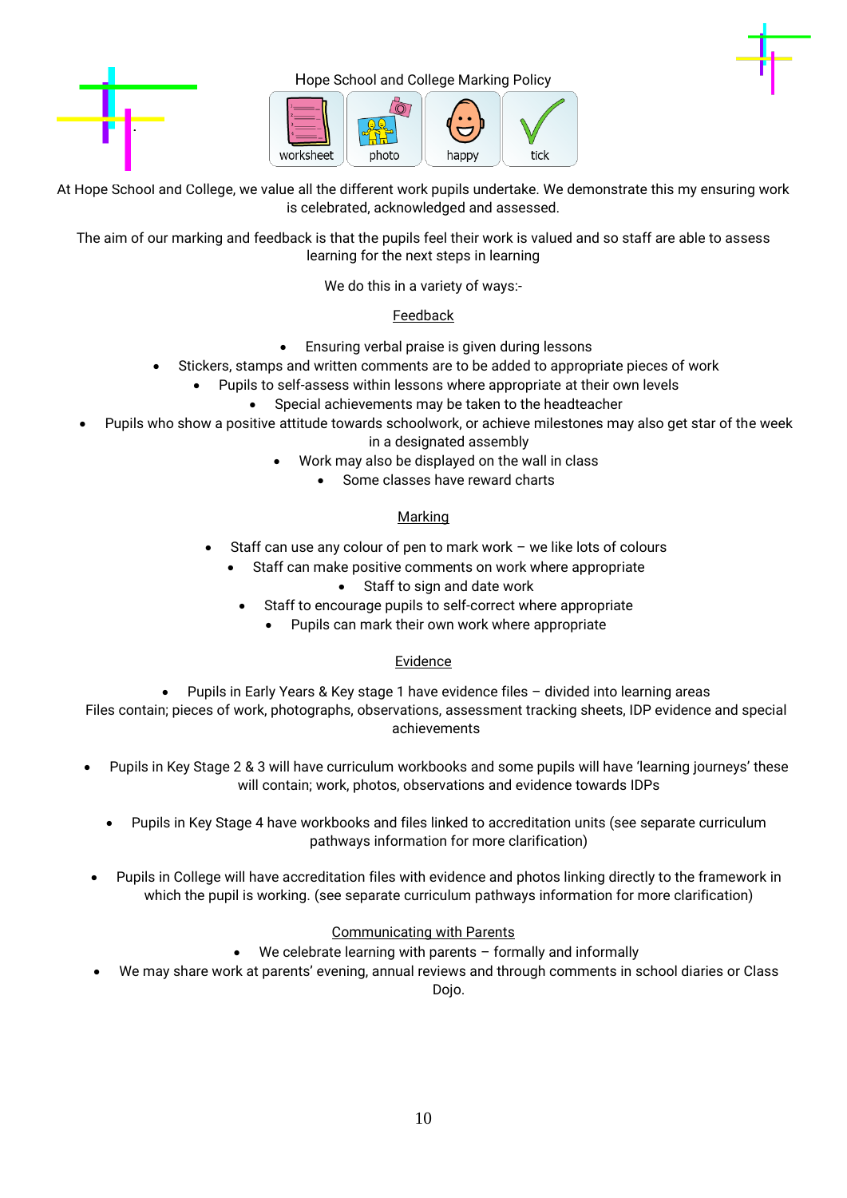# Hope School and College Marking Policy

worksheet photo happy tick

At Hope School and College, we value all the different work pupils undertake. We demonstrate this my ensuring work is celebrated, acknowledged and assessed.

The aim of our marking and feedback is that the pupils feel their work is valued and so staff are able to assess learning for the next steps in learning

We do this in a variety of ways:-

## Feedback

- Ensuring verbal praise is given during lessons
- Stickers, stamps and written comments are to be added to appropriate pieces of work
- Pupils to self-assess within lessons where appropriate at their own levels
- Special achievements may be taken to the headteacher
- Pupils who show a positive attitude towards schoolwork, or achieve milestones may also get star of the week in a designated assembly
- Work may also be displayed on the wall in class
- Some classes have reward charts

## Marking

- Staff can use any colour of pen to mark work – we like lots of colours
- Staff can make positive comments on work where appropriate
- Staff to sign and date work
- Staff to encourage pupils to self-correct where appropriate
- Pupils can mark their own work where appropriate

## Evidence

- Pupils in Early Years & Key stage 1 have evidence files – divided into learning areas

Files contain; pieces of work, photographs, observations, assessment tracking sheets, IDP evidence and special achievements

- Pupils in Key Stage 2 & 3 will have curriculum workbooks and some pupils will have 'learning journeys' these will contain; work, photos, observations and evidence towards IDPs

- Pupils in Key Stage 4 have workbooks and files linked to accreditation units (see separate curriculum pathways information for more clarification)

- Pupils in College will have accreditation files with evidence and photos linking directly to the framework in which the pupil is working. (see separate curriculum pathways information for more clarification)

## Communicating with Parents

- We celebrate learning with parents – formally and informally
- We may share work at parents' evening, annual reviews and through comments in school diaries or Class Dojo.